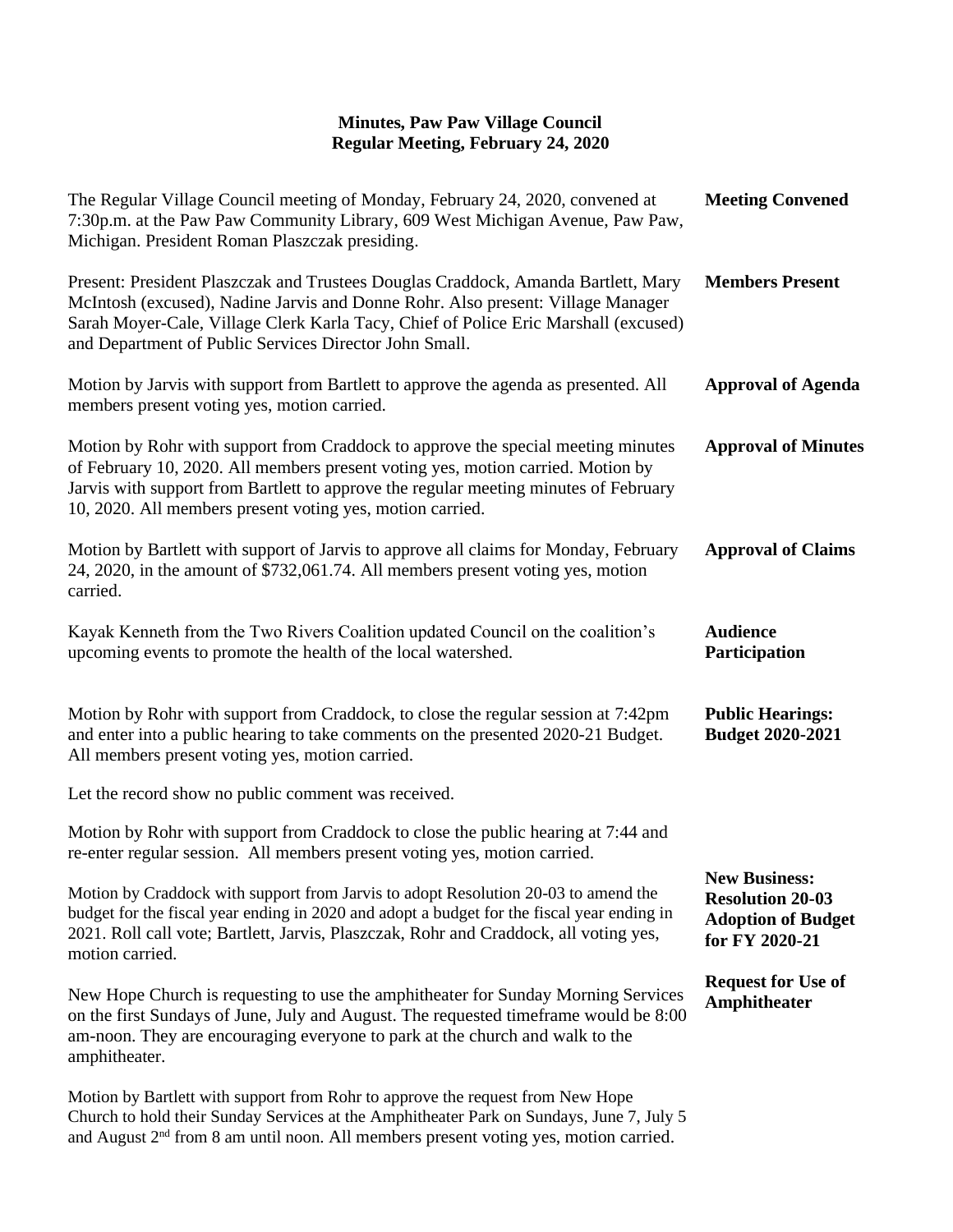# Minutes, Paw Paw Village Council
## Regular Meeting, February 24, 2020

**Meeting Convened**

The Regular Village Council meeting of Monday, February 24, 2020, convened at 7:30p.m. at the Paw Paw Community Library, 609 West Michigan Avenue, Paw Paw, Michigan. President Roman Plaszczak presiding.

**Members Present**

Present: President Plaszczak and Trustees Douglas Craddock, Amanda Bartlett, Mary McIntosh (excused), Nadine Jarvis and Donne Rohr. Also present: Village Manager Sarah Moyer-Cale, Village Clerk Karla Tacy, Chief of Police Eric Marshall (excused) and Department of Public Services Director John Small.

**Approval of Agenda**

Motion by Jarvis with support from Bartlett to approve the agenda as presented. All members present voting yes, motion carried.

**Approval of Minutes**

Motion by Rohr with support from Craddock to approve the special meeting minutes of February 10, 2020. All members present voting yes, motion carried. Motion by Jarvis with support from Bartlett to approve the regular meeting minutes of February 10, 2020. All members present voting yes, motion carried.

**Approval of Claims**

Motion by Bartlett with support of Jarvis to approve all claims for Monday, February 24, 2020, in the amount of $732,061.74. All members present voting yes, motion carried.

**Audience Participation**

Kayak Kenneth from the Two Rivers Coalition updated Council on the coalition's upcoming events to promote the health of the local watershed.

**Public Hearings: Budget 2020-2021**

Motion by Rohr with support from Craddock, to close the regular session at 7:42pm and enter into a public hearing to take comments on the presented 2020-21 Budget. All members present voting yes, motion carried.

Let the record show no public comment was received.

Motion by Rohr with support from Craddock to close the public hearing at 7:44 and re-enter regular session. All members present voting yes, motion carried.

**New Business: Resolution 20-03 Adoption of Budget for FY 2020-21**

Motion by Craddock with support from Jarvis to adopt Resolution 20-03 to amend the budget for the fiscal year ending in 2020 and adopt a budget for the fiscal year ending in 2021. Roll call vote; Bartlett, Jarvis, Plaszczak, Rohr and Craddock, all voting yes, motion carried.

**Request for Use of Amphitheater**

New Hope Church is requesting to use the amphitheater for Sunday Morning Services on the first Sundays of June, July and August. The requested timeframe would be 8:00 am-noon. They are encouraging everyone to park at the church and walk to the amphitheater.

Motion by Bartlett with support from Rohr to approve the request from New Hope Church to hold their Sunday Services at the Amphitheater Park on Sundays, June 7, July 5 and August 2nd from 8 am until noon. All members present voting yes, motion carried.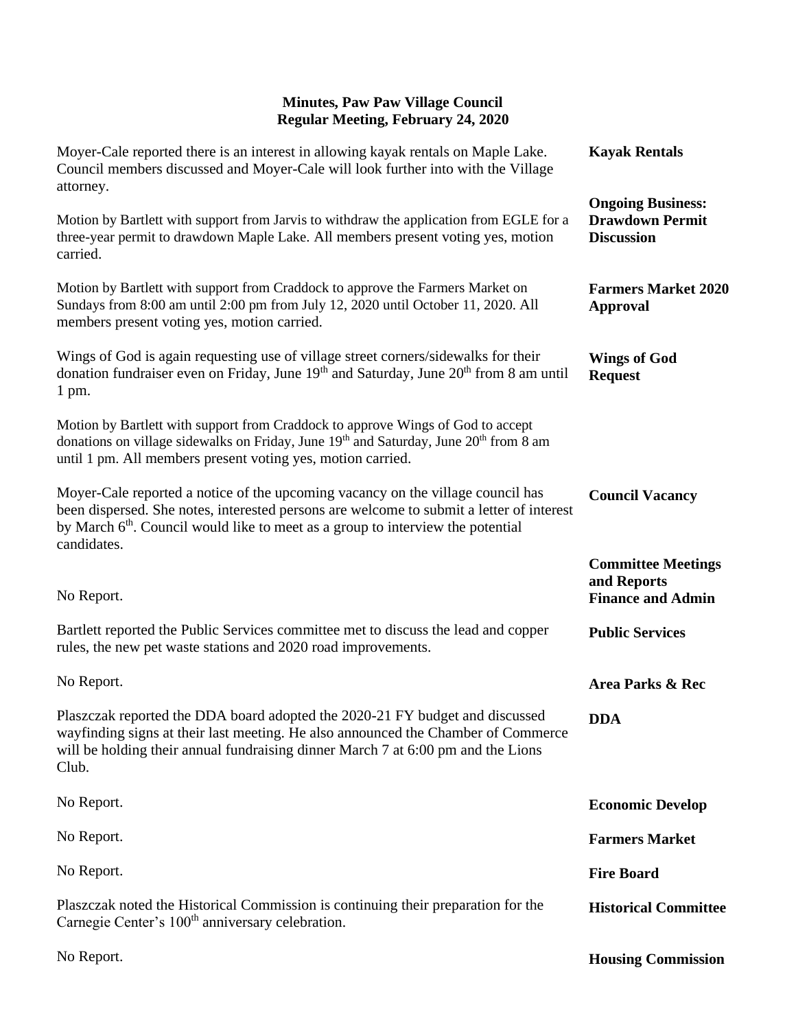**Minutes, Paw Paw Village Council**
**Regular Meeting, February 24, 2020**

**Kayak Rentals**

Moyer-Cale reported there is an interest in allowing kayak rentals on Maple Lake. Council members discussed and Moyer-Cale will look further into with the Village attorney.

**Ongoing Business: Drawdown Permit Discussion**

Motion by Bartlett with support from Jarvis to withdraw the application from EGLE for a three-year permit to drawdown Maple Lake. All members present voting yes, motion carried.

**Farmers Market 2020 Approval**

Motion by Bartlett with support from Craddock to approve the Farmers Market on Sundays from 8:00 am until 2:00 pm from July 12, 2020 until October 11, 2020. All members present voting yes, motion carried.

**Wings of God Request**

Wings of God is again requesting use of village street corners/sidewalks for their donation fundraiser even on Friday, June 19th and Saturday, June 20th from 8 am until 1 pm.

Motion by Bartlett with support from Craddock to approve Wings of God to accept donations on village sidewalks on Friday, June 19th and Saturday, June 20th from 8 am until 1 pm. All members present voting yes, motion carried.

**Council Vacancy**

Moyer-Cale reported a notice of the upcoming vacancy on the village council has been dispersed. She notes, interested persons are welcome to submit a letter of interest by March 6th. Council would like to meet as a group to interview the potential candidates.

**Committee Meetings and Reports**

**Finance and Admin**

No Report.

**Public Services**

Bartlett reported the Public Services committee met to discuss the lead and copper rules, the new pet waste stations and 2020 road improvements.

**Area Parks & Rec**

No Report.

**DDA**

Plaszczak reported the DDA board adopted the 2020-21 FY budget and discussed wayfinding signs at their last meeting. He also announced the Chamber of Commerce will be holding their annual fundraising dinner March 7 at 6:00 pm and the Lions Club.

**Economic Develop**

No Report.

**Farmers Market**

No Report.

**Fire Board**

No Report.

**Historical Committee**

Plaszczak noted the Historical Commission is continuing their preparation for the Carnegie Center's 100th anniversary celebration.

**Housing Commission**

No Report.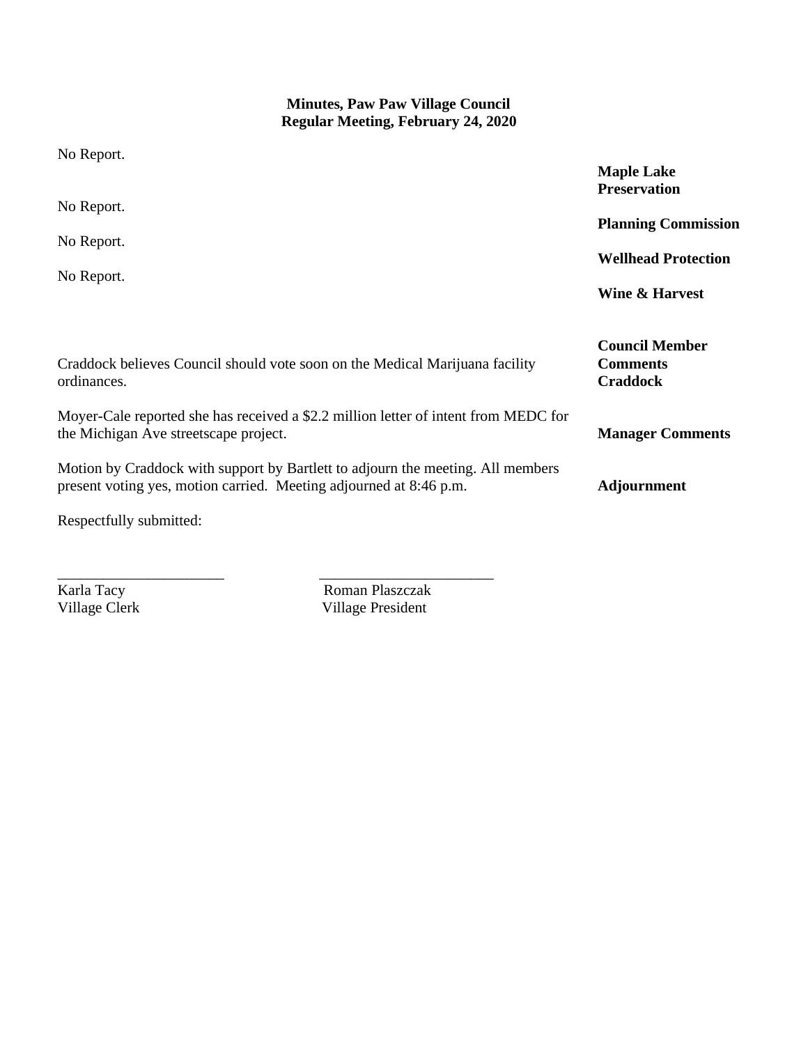**Minutes, Paw Paw Village Council**
**Regular Meeting, February 24, 2020**

**Maple Lake Preservation**

No Report.

**Planning Commission**

No Report.

**Wellhead Protection**

No Report.

**Wine & Harvest**

No Report.

**Council Member Comments**
**Craddock**

Craddock believes Council should vote soon on the Medical Marijuana facility ordinances.

**Manager Comments**

Moyer-Cale reported she has received a $2.2 million letter of intent from MEDC for the Michigan Ave streetscape project.

**Adjournment**

Motion by Craddock with support by Bartlett to adjourn the meeting. All members present voting yes, motion carried. Meeting adjourned at 8:46 p.m.

Respectfully submitted:

______________________ ______________________
Karla Tacy Roman Plaszczak
Village Clerk Village President